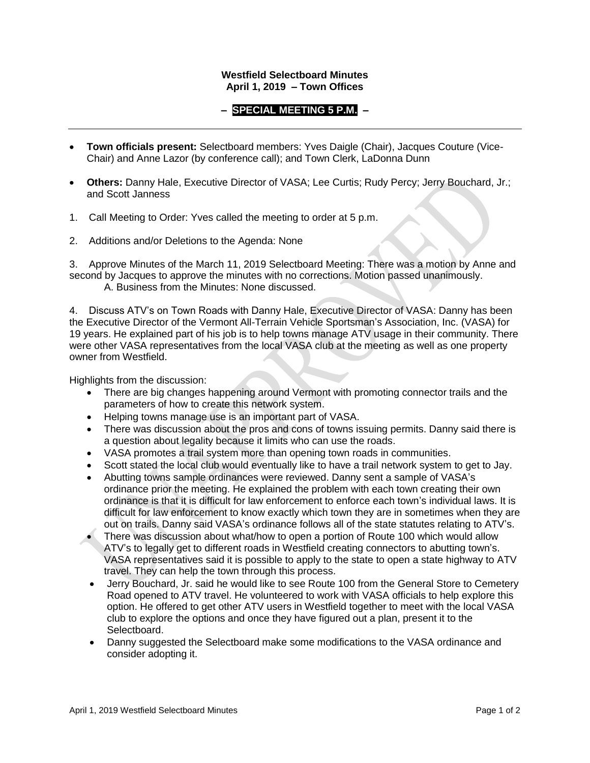# Westfield Selectboard Minutes
## April 1, 2019 – Town Offices

**– SPECIAL MEETING 5 P.M. –**

---

- **Town officials present:** Selectboard members: Yves Daigle (Chair), Jacques Couture (Vice-Chair) and Anne Lazor (by conference call); and Town Clerk, LaDonna Dunn
- **Others:** Danny Hale, Executive Director of VASA; Lee Curtis; Rudy Percy; Jerry Bouchard, Jr.; and Scott Janness

1. Call Meeting to Order: Yves called the meeting to order at 5 p.m.

2. Additions and/or Deletions to the Agenda: None

3. Approve Minutes of the March 11, 2019 Selectboard Meeting: There was a motion by Anne and second by Jacques to approve the minutes with no corrections. Motion passed unanimously.
   A. Business from the Minutes: None discussed.

4. Discuss ATV's on Town Roads with Danny Hale, Executive Director of VASA: Danny has been the Executive Director of the Vermont All-Terrain Vehicle Sportsman's Association, Inc. (VASA) for 19 years. He explained part of his job is to help towns manage ATV usage in their community. There were other VASA representatives from the local VASA club at the meeting as well as one property owner from Westfield.

Highlights from the discussion:

- There are big changes happening around Vermont with promoting connector trails and the parameters of how to create this network system.
- Helping towns manage use is an important part of VASA.
- There was discussion about the pros and cons of towns issuing permits. Danny said there is a question about legality because it limits who can use the roads.
- VASA promotes a trail system more than opening town roads in communities.
- Scott stated the local club would eventually like to have a trail network system to get to Jay.
- Abutting towns sample ordinances were reviewed. Danny sent a sample of VASA's ordinance prior the meeting. He explained the problem with each town creating their own ordinance is that it is difficult for law enforcement to enforce each town's individual laws. It is difficult for law enforcement to know exactly which town they are in sometimes when they are out on trails. Danny said VASA's ordinance follows all of the state statutes relating to ATV's.
- There was discussion about what/how to open a portion of Route 100 which would allow ATV's to legally get to different roads in Westfield creating connectors to abutting town's. VASA representatives said it is possible to apply to the state to open a state highway to ATV travel. They can help the town through this process.
- Jerry Bouchard, Jr. said he would like to see Route 100 from the General Store to Cemetery Road opened to ATV travel. He volunteered to work with VASA officials to help explore this option. He offered to get other ATV users in Westfield together to meet with the local VASA club to explore the options and once they have figured out a plan, present it to the Selectboard.
- Danny suggested the Selectboard make some modifications to the VASA ordinance and consider adopting it.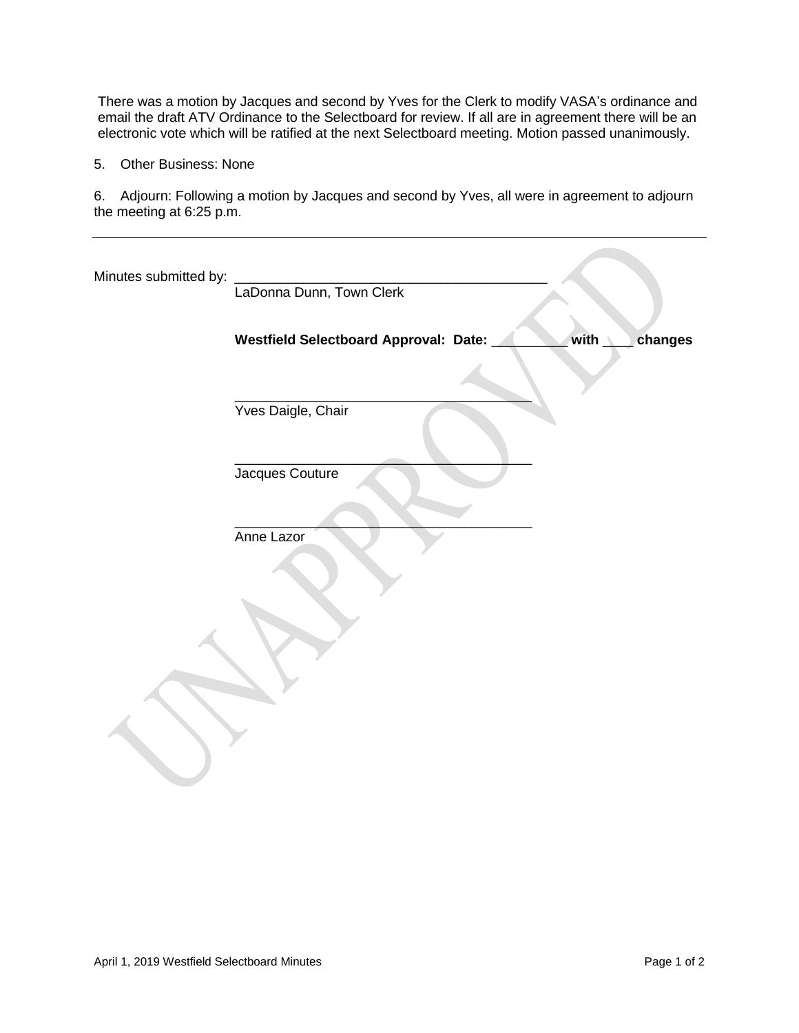There was a motion by Jacques and second by Yves for the Clerk to modify VASA's ordinance and email the draft ATV Ordinance to the Selectboard for review. If all are in agreement there will be an electronic vote which will be ratified at the next Selectboard meeting. Motion passed unanimously.

5. Other Business: None

6. Adjourn: Following a motion by Jacques and second by Yves, all were in agreement to adjourn the meeting at 6:25 p.m.

---

Minutes submitted by: ___________________________________________
LaDonna Dunn, Town Clerk

**Westfield Selectboard Approval: Date: __________ with ____ changes**

_________________________________________
Yves Daigle, Chair

_________________________________________
Jacques Couture

_________________________________________
Anne Lazor

UNAPPROVED